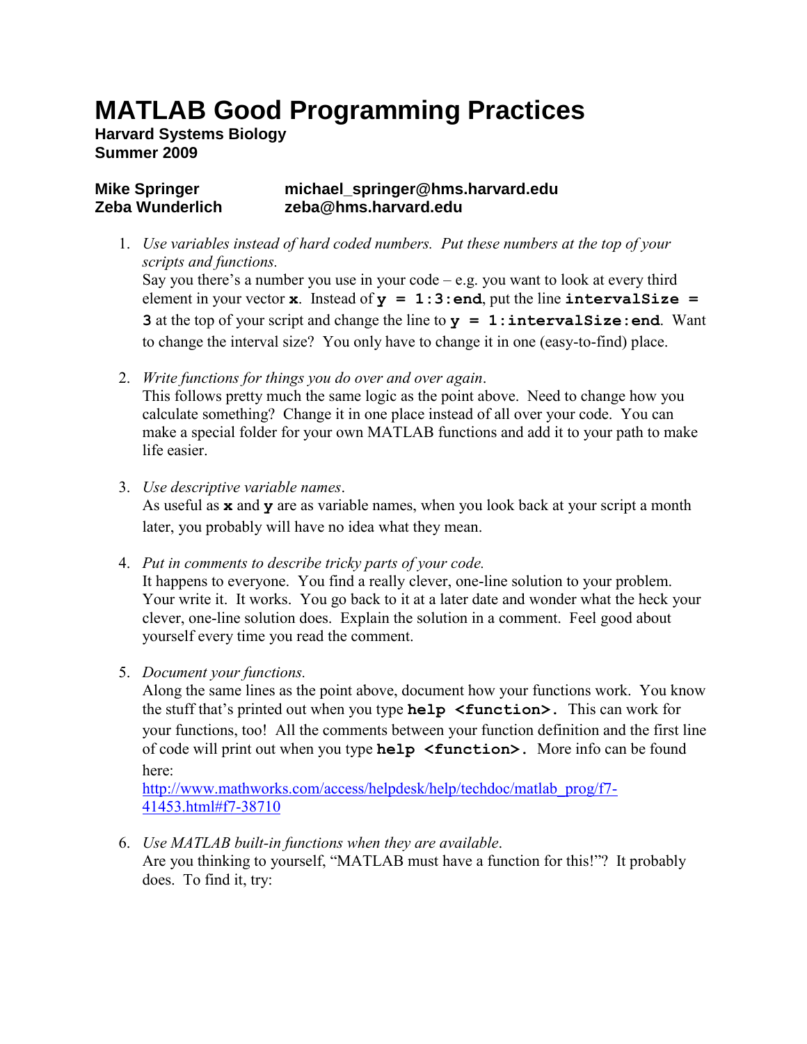# MATLAB Good Programming Practices

**Harvard Systems Biology**
**Summer 2009**

**Mike Springer** **michael_springer@hms.harvard.edu**
**Zeba Wunderlich** **zeba@hms.harvard.edu**

1. *Use variables instead of hard coded numbers. Put these numbers at the top of your scripts and functions.*
   Say you there's a number you use in your code – e.g. you want to look at every third element in your vector **`x`**. Instead of **`y = 1:3:end`**, put the line **`intervalSize = 3`** at the top of your script and change the line to **`y = 1:intervalSize:end`**. Want to change the interval size? You only have to change it in one (easy-to-find) place.

2. *Write functions for things you do over and over again*.
   This follows pretty much the same logic as the point above. Need to change how you calculate something? Change it in one place instead of all over your code. You can make a special folder for your own MATLAB functions and add it to your path to make life easier.

3. *Use descriptive variable names*.
   As useful as **`x`** and **`y`** are as variable names, when you look back at your script a month later, you probably will have no idea what they mean.

4. *Put in comments to describe tricky parts of your code.*
   It happens to everyone. You find a really clever, one-line solution to your problem. Your write it. It works. You go back to it at a later date and wonder what the heck your clever, one-line solution does. Explain the solution in a comment. Feel good about yourself every time you read the comment.

5. *Document your functions.*
   Along the same lines as the point above, document how your functions work. You know the stuff that's printed out when you type **`help <function>.`** This can work for your functions, too! All the comments between your function definition and the first line of code will print out when you type **`help <function>.`** More info can be found here:
   [http://www.mathworks.com/access/helpdesk/help/techdoc/matlab_prog/f7-41453.html#f7-38710](http://www.mathworks.com/access/helpdesk/help/techdoc/matlab_prog/f7-41453.html#f7-38710)

6. *Use MATLAB built-in functions when they are available*.
   Are you thinking to yourself, "MATLAB must have a function for this!"? It probably does. To find it, try: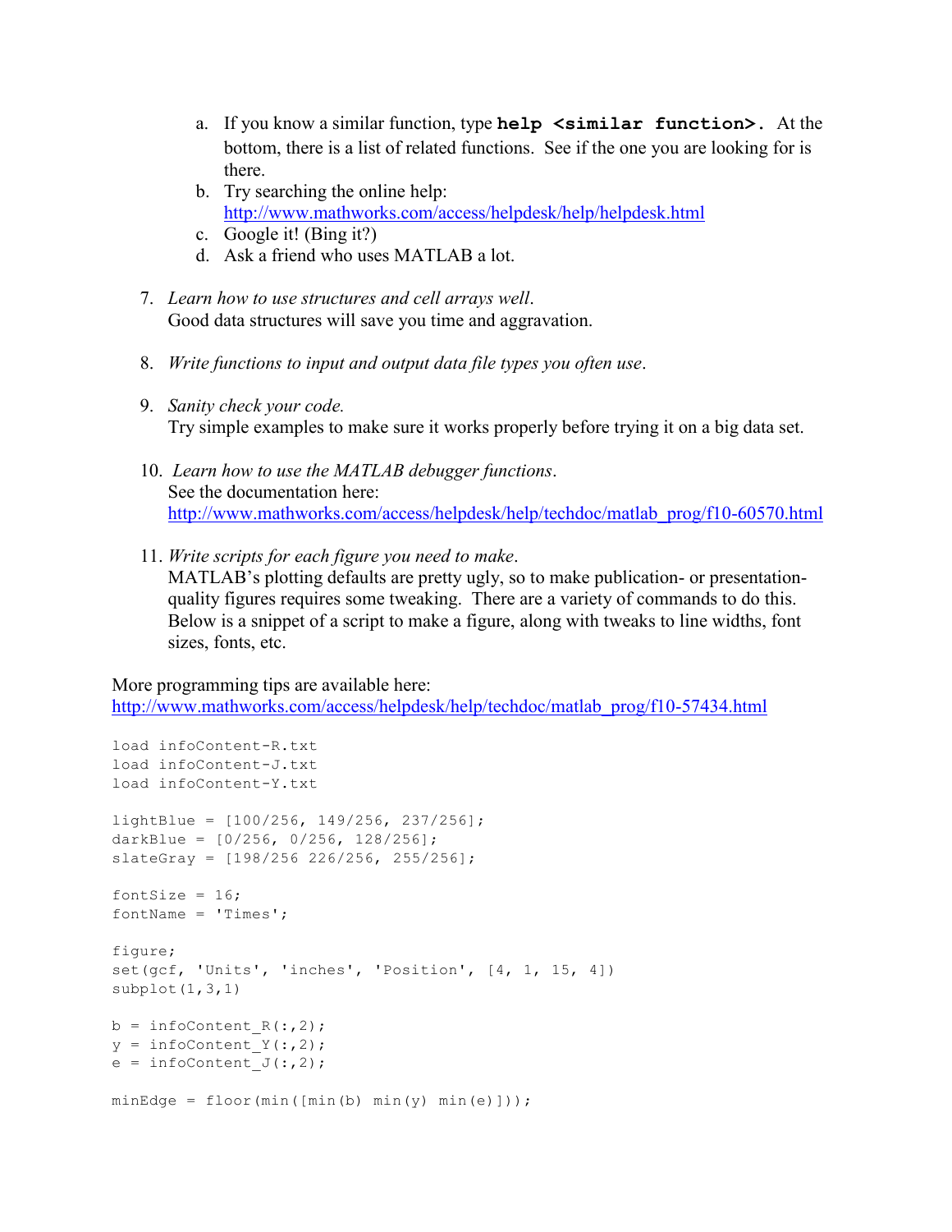a. If you know a similar function, type **`help <similar function>.`** At the bottom, there is a list of related functions. See if the one you are looking for is there.
   b. Try searching the online help: http://www.mathworks.com/access/helpdesk/help/helpdesk.html
   c. Google it! (Bing it?)
   d. Ask a friend who uses MATLAB a lot.

7. *Learn how to use structures and cell arrays well*.
   Good data structures will save you time and aggravation.

8. *Write functions to input and output data file types you often use*.

9. *Sanity check your code.*
   Try simple examples to make sure it works properly before trying it on a big data set.

10. *Learn how to use the MATLAB debugger functions*.
    See the documentation here: http://www.mathworks.com/access/helpdesk/help/techdoc/matlab_prog/f10-60570.html

11. *Write scripts for each figure you need to make*.
    MATLAB's plotting defaults are pretty ugly, so to make publication- or presentation-quality figures requires some tweaking. There are a variety of commands to do this. Below is a snippet of a script to make a figure, along with tweaks to line widths, font sizes, fonts, etc.

More programming tips are available here:
http://www.mathworks.com/access/helpdesk/help/techdoc/matlab_prog/f10-57434.html

```
load infoContent-R.txt
load infoContent-J.txt
load infoContent-Y.txt

lightBlue = [100/256, 149/256, 237/256];
darkBlue = [0/256, 0/256, 128/256];
slateGray = [198/256 226/256, 255/256];

fontSize = 16;
fontName = 'Times';

figure;
set(gcf, 'Units', 'inches', 'Position', [4, 1, 15, 4])
subplot(1,3,1)

b = infoContent_R(:,2);
y = infoContent_Y(:,2);
e = infoContent_J(:,2);

minEdge = floor(min([min(b) min(y) min(e)]));
```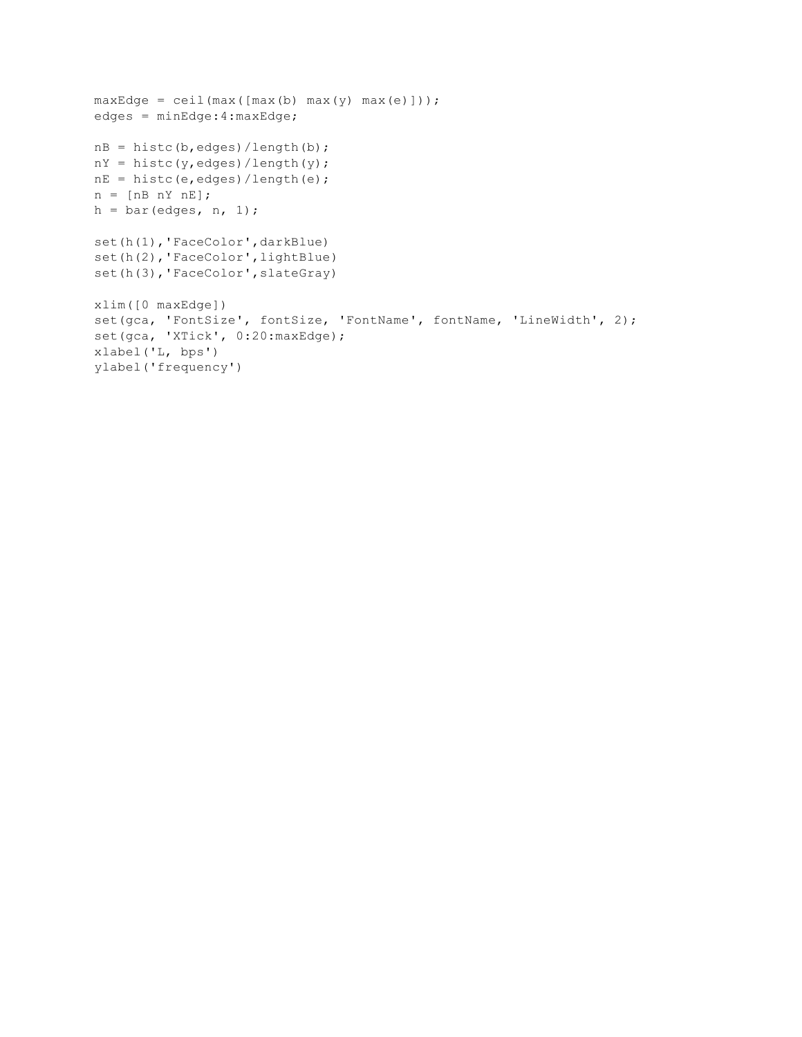```
maxEdge = ceil(max([max(b) max(y) max(e)]));
edges = minEdge:4:maxEdge;

nB = histc(b,edges)/length(b);
nY = histc(y,edges)/length(y);
nE = histc(e,edges)/length(e);
n = [nB nY nE];
h = bar(edges, n, 1);

set(h(1),'FaceColor',darkBlue)
set(h(2),'FaceColor',lightBlue)
set(h(3),'FaceColor',slateGray)

xlim([0 maxEdge])
set(gca, 'FontSize', fontSize, 'FontName', fontName, 'LineWidth', 2);
set(gca, 'XTick', 0:20:maxEdge);
xlabel('L, bps')
ylabel('frequency')
```